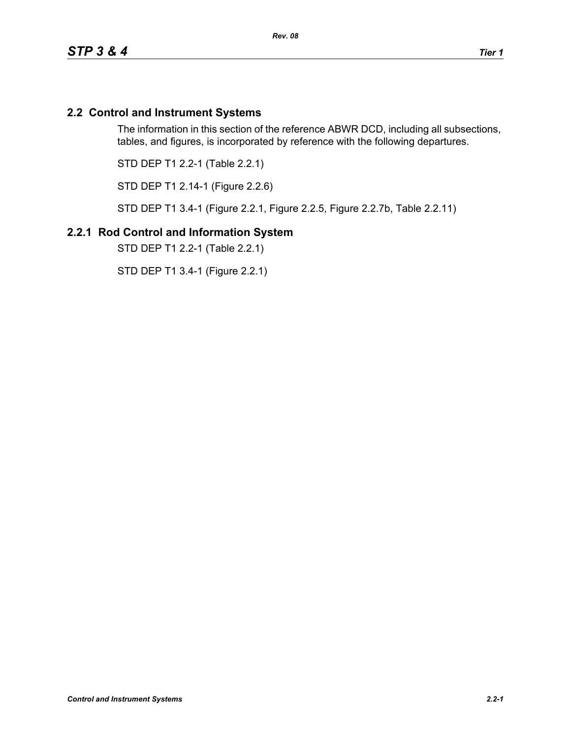## 2.2 Control and Instrument Systems

The information in this section of the reference ABWR DCD, including all subsections, tables, and figures, is incorporated by reference with the following departures.

STD DEP T1 2.2-1 (Table 2.2.1)

STD DEP T1 2.14-1 (Figure 2.2.6)

STD DEP T1 3.4-1 (Figure 2.2.1, Figure 2.2.5, Figure 2.2.7b, Table 2.2.11)

## 2.2.1 Rod Control and Information System

STD DEP T1 2.2-1 (Table 2.2.1)

STD DEP T1 3.4-1 (Figure 2.2.1)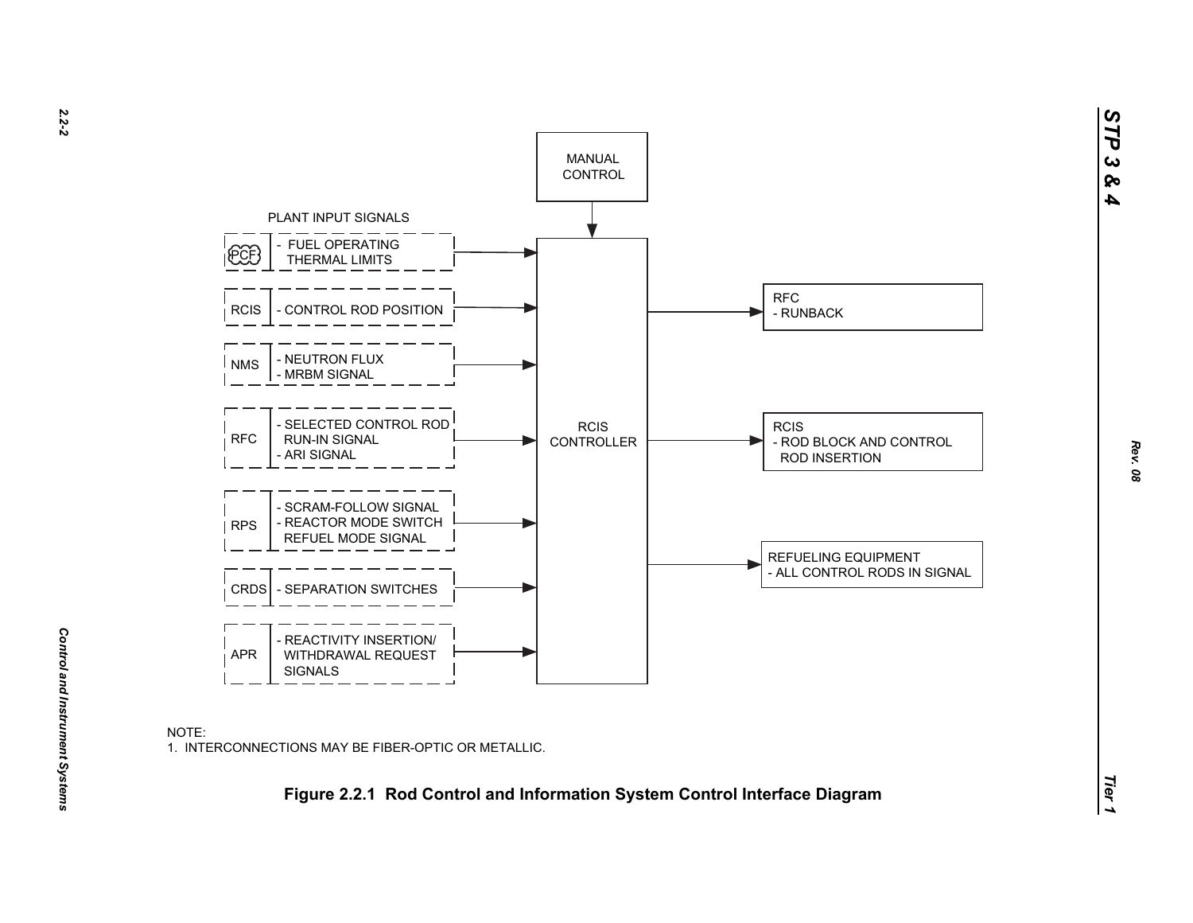MANUAL CONTROL

PLANT INPUT SIGNALS

| Source | Signal |
| --- | --- |
| PCF | - FUEL OPERATING THERMAL LIMITS |
| RCIS | - CONTROL ROD POSITION |
| NMS | - NEUTRON FLUX<br>- MRBM SIGNAL |
| RFC | - SELECTED CONTROL ROD RUN-IN SIGNAL<br>- ARI SIGNAL |
| RPS | - SCRAM-FOLLOW SIGNAL<br>- REACTOR MODE SWITCH REFUEL MODE SIGNAL |
| CRDS | - SEPARATION SWITCHES |
| APR | - REACTIVITY INSERTION/ WITHDRAWAL REQUEST SIGNALS |

RCIS CONTROLLER

Outputs:

- RFC - RUNBACK
- RCIS - ROD BLOCK AND CONTROL ROD INSERTION
- REFUELING EQUIPMENT - ALL CONTROL RODS IN SIGNAL

NOTE:
1. INTERCONNECTIONS MAY BE FIBER-OPTIC OR METALLIC.

**Figure 2.2.1 Rod Control and Information System Control Interface Diagram**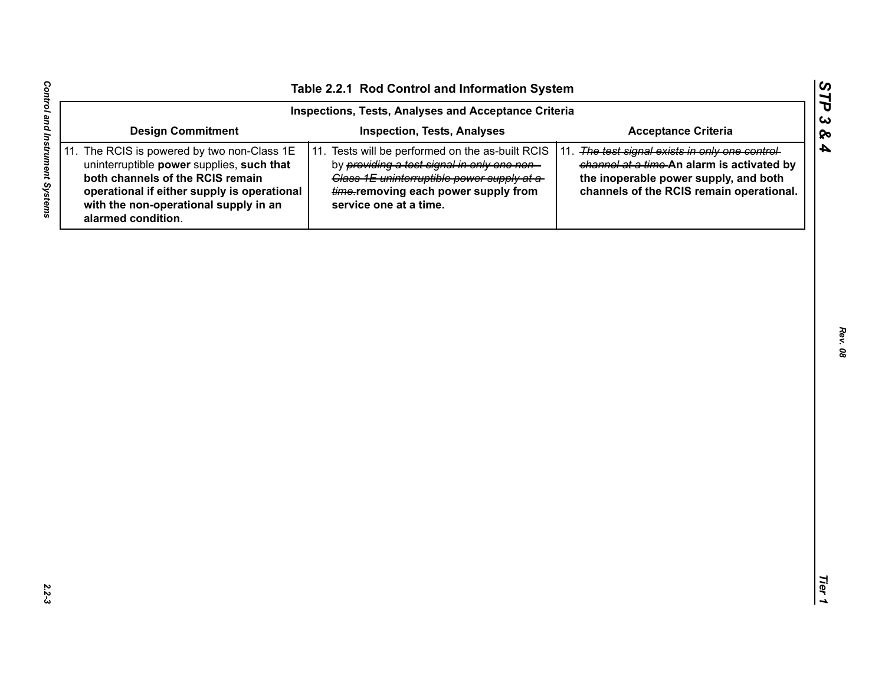### Table 2.2.1 Rod Control and Information System

| Inspections, Tests, Analyses and Acceptance Criteria | | |
|---|---|---|
| **Design Commitment** | **Inspection, Tests, Analyses** | **Acceptance Criteria** |
| 11. The RCIS is powered by two non-Class 1E uninterruptible **power** supplies, **such that both channels of the RCIS remain operational if either supply is operational with the non-operational supply in an alarmed condition**. | 11. Tests will be performed on the as-built RCIS by ~~providing a test signal in only one non-Class 1E uninterruptible power supply at a time.~~ **removing each power supply from service one at a time.** | 11. ~~The test signal exists in only one control channel at a time.~~ **An alarm is activated by the inoperable power supply, and both channels of the RCIS remain operational.** |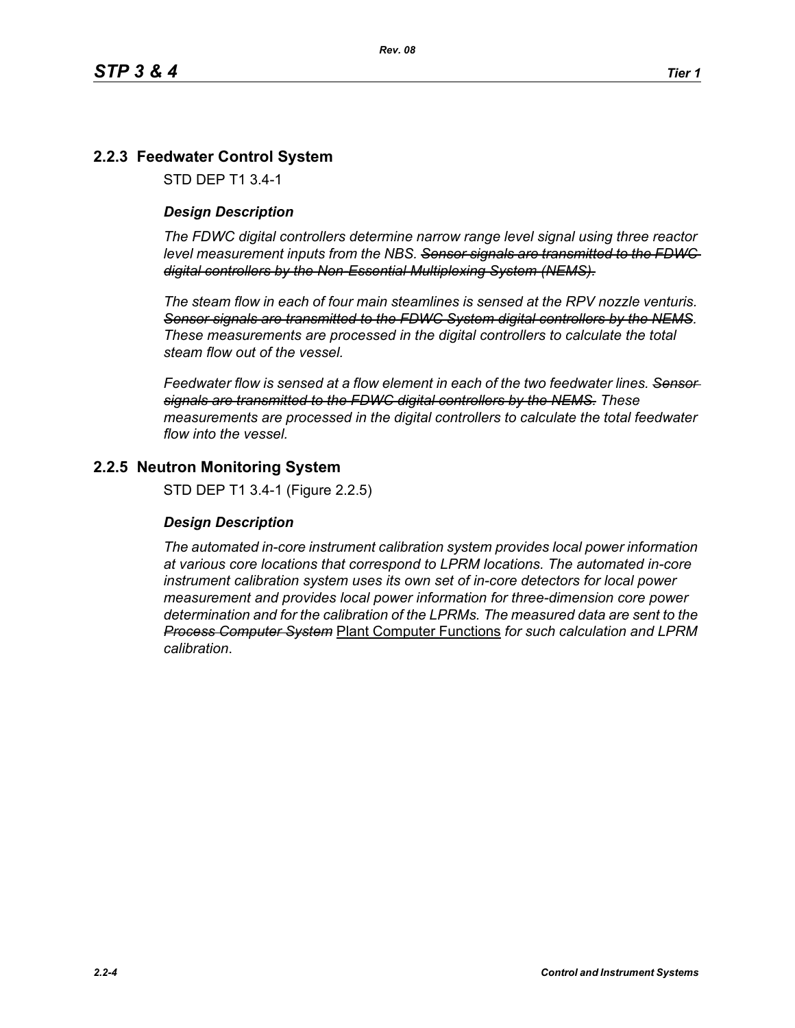## 2.2.3 Feedwater Control System

STD DEP T1 3.4-1

### *Design Description*

*The FDWC digital controllers determine narrow range level signal using three reactor level measurement inputs from the NBS. ~~Sensor signals are transmitted to the FDWC digital controllers by the Non-Essential Multiplexing System (NEMS).~~*

*The steam flow in each of four main steamlines is sensed at the RPV nozzle venturis. ~~Sensor signals are transmitted to the FDWC System digital controllers by the NEMS~~. These measurements are processed in the digital controllers to calculate the total steam flow out of the vessel.*

*Feedwater flow is sensed at a flow element in each of the two feedwater lines. ~~Sensor signals are transmitted to the FDWC digital controllers by the NEMS.~~ These measurements are processed in the digital controllers to calculate the total feedwater flow into the vessel.*

## 2.2.5 Neutron Monitoring System

STD DEP T1 3.4-1 (Figure 2.2.5)

### *Design Description*

*The automated in-core instrument calibration system provides local power information at various core locations that correspond to LPRM locations. The automated in-core instrument calibration system uses its own set of in-core detectors for local power measurement and provides local power information for three-dimension core power determination and for the calibration of the LPRMs. The measured data are sent to the ~~Process Computer System~~* <u>Plant Computer Functions</u> *for such calculation and LPRM calibration*.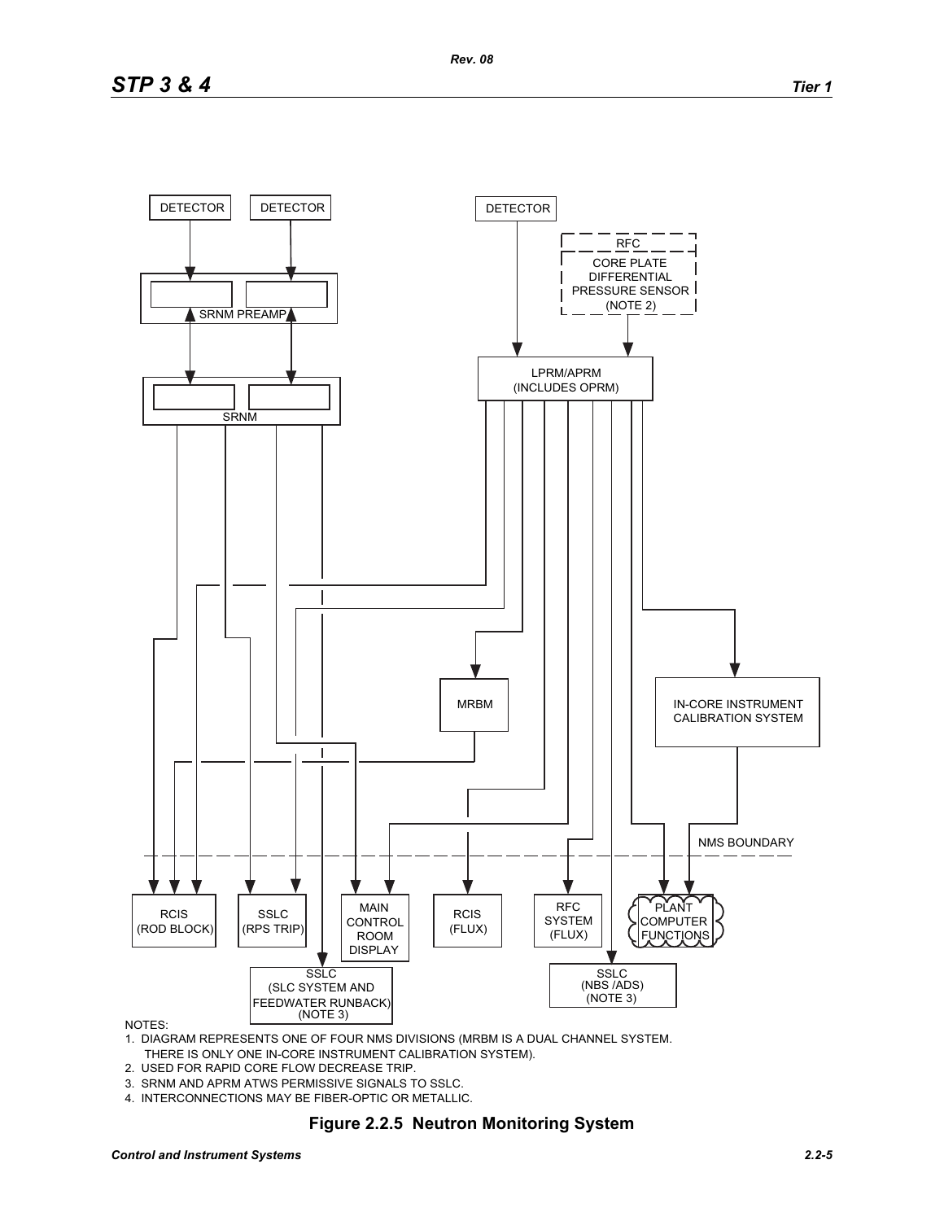NOTES:

1. DIAGRAM REPRESENTS ONE OF FOUR NMS DIVISIONS (MRBM IS A DUAL CHANNEL SYSTEM. THERE IS ONLY ONE IN-CORE INSTRUMENT CALIBRATION SYSTEM).
2. USED FOR RAPID CORE FLOW DECREASE TRIP.
3. SRNM AND APRM ATWS PERMISSIVE SIGNALS TO SSLC.
4. INTERCONNECTIONS MAY BE FIBER-OPTIC OR METALLIC.

**Figure 2.2.5 Neutron Monitoring System**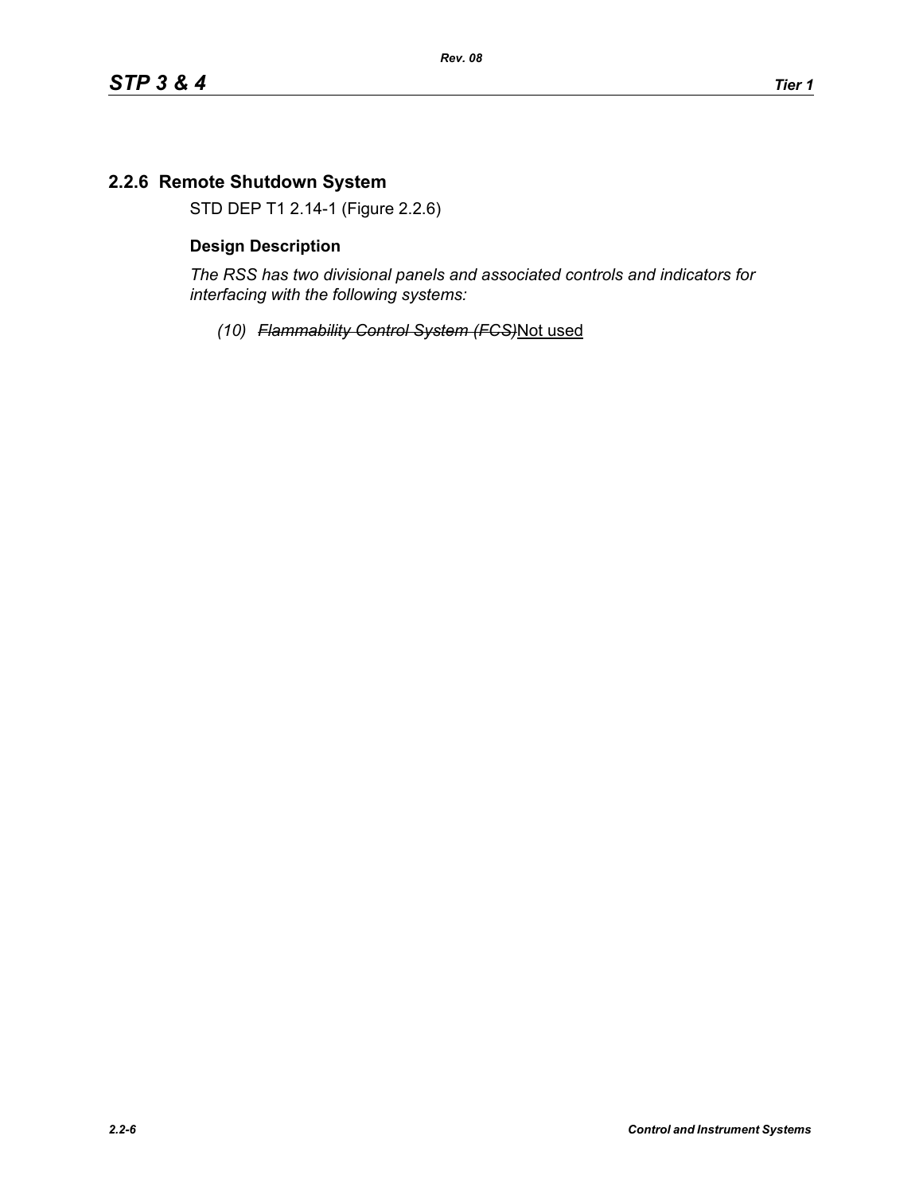## 2.2.6 Remote Shutdown System

STD DEP T1 2.14-1 (Figure 2.2.6)

### Design Description

*The RSS has two divisional panels and associated controls and indicators for interfacing with the following systems:*

(10) ~~*Flammability Control System (FCS)*~~Not used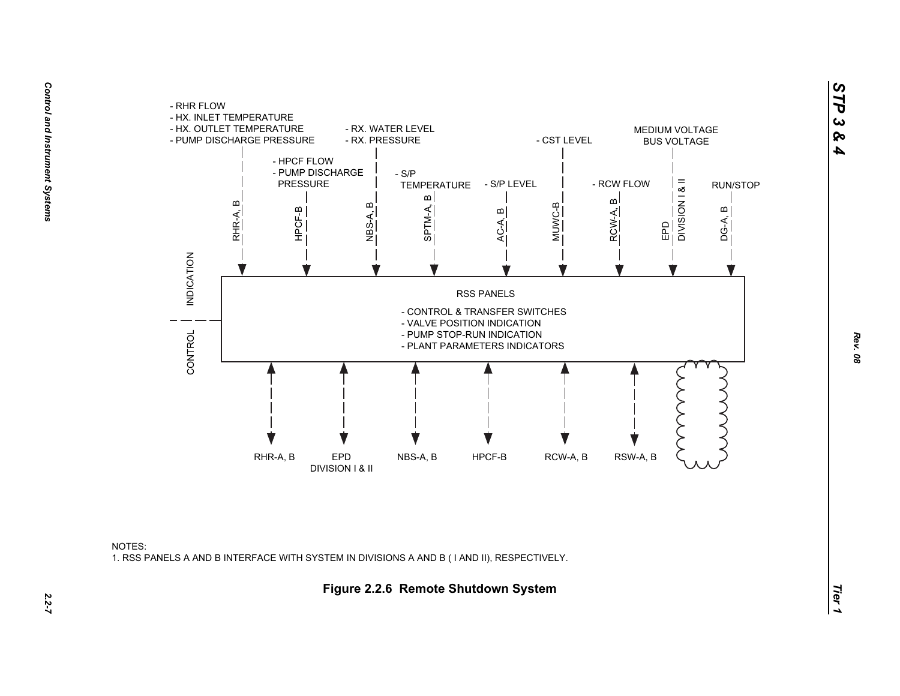- RHR FLOW
- HX. INLET TEMPERATURE
- HX. OUTLET TEMPERATURE
- PUMP DISCHARGE PRESSURE

- HPCF FLOW
- PUMP DISCHARGE PRESSURE

- RX. WATER LEVEL
- RX. PRESSURE

- S/P TEMPERATURE

- S/P LEVEL

- CST LEVEL

- RCW FLOW

MEDIUM VOLTAGE BUS VOLTAGE

RUN/STOP

RHR-A, B | HPCF-B | NBS-A, B | SPTM-A, B | AC-A, B | MUWC-B | RCW-A, B | EPD DIVISION I & II | DG-A, B

INDICATION

CONTROL

RSS PANELS

- CONTROL & TRANSFER SWITCHES
- VALVE POSITION INDICATION
- PUMP STOP-RUN INDICATION
- PLANT PARAMETERS INDICATORS

RHR-A, B | EPD DIVISION I & II | NBS-A, B | HPCF-B | RCW-A, B | RSW-A, B

NOTES:
1. RSS PANELS A AND B INTERFACE WITH SYSTEM IN DIVISIONS A AND B ( I AND II), RESPECTIVELY.

**Figure 2.2.6 Remote Shutdown System**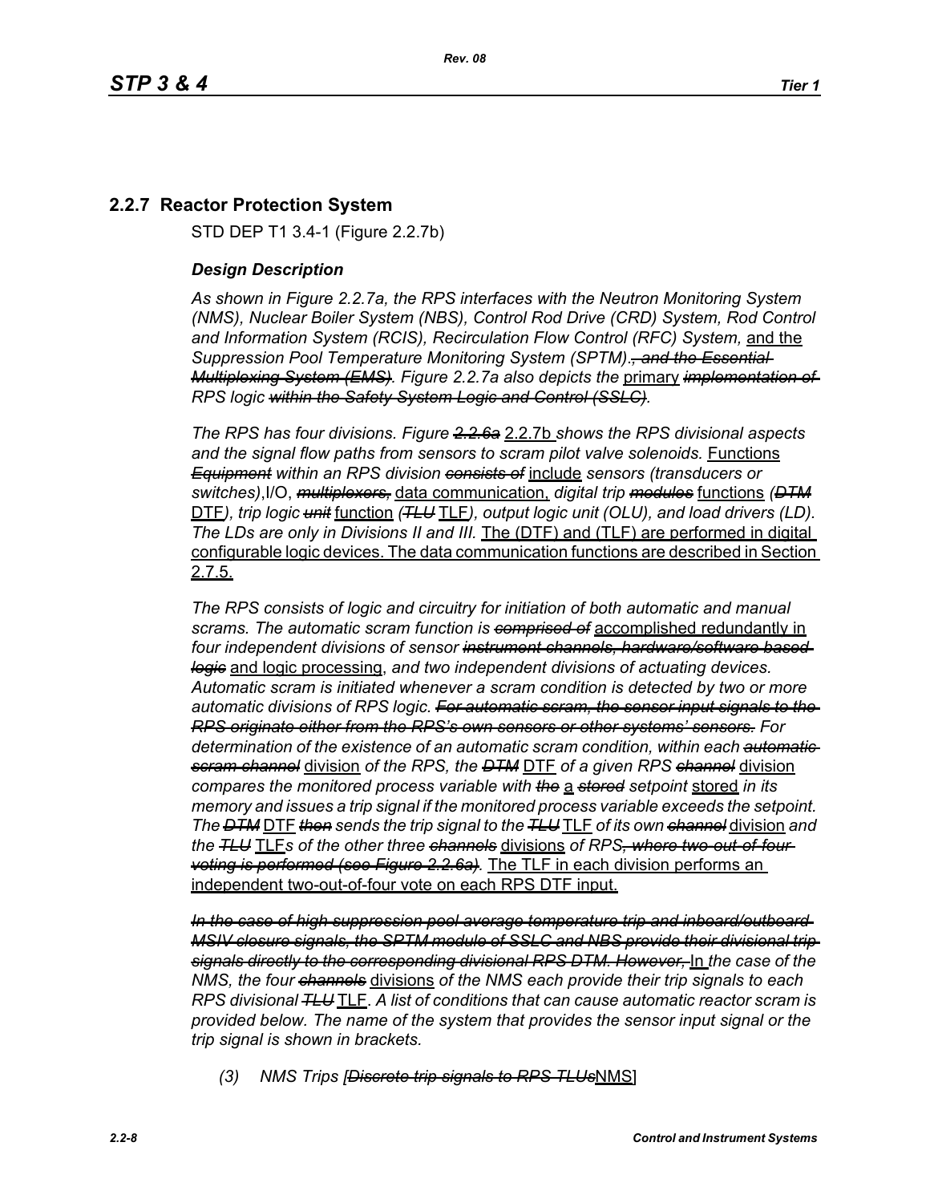## 2.2.7 Reactor Protection System

STD DEP T1 3.4-1 (Figure 2.2.7b)

### *Design Description*

*As shown in Figure 2.2.7a, the RPS interfaces with the Neutron Monitoring System (NMS), Nuclear Boiler System (NBS), Control Rod Drive (CRD) System, Rod Control and Information System (RCIS), Recirculation Flow Control (RFC) System,* and the *Suppression Pool Temperature Monitoring System (SPTM).~~, and the Essential Multiplexing System (EMS)~~. Figure 2.2.7a also depicts the* primary *~~implementation of~~ RPS logic ~~within the Safety System Logic and Control (SSLC)~~.*

*The RPS has four divisions. Figure ~~2.2.6a~~* 2.2.7b *shows the RPS divisional aspects and the signal flow paths from sensors to scram pilot valve solenoids.* Functions *~~Equipment~~ within an RPS division ~~consists of~~* include *sensors (transducers or switches)*,I/O, *~~multiplexers,~~* data communication, *digital trip ~~modules~~* functions *(~~DTM~~* DTF*), trip logic ~~unit~~* function *(~~TLU~~* TLF*), output logic unit (OLU), and load drivers (LD). The LDs are only in Divisions II and III.* The (DTF) and (TLF) are performed in digital configurable logic devices. The data communication functions are described in Section 2.7.5.

*The RPS consists of logic and circuitry for initiation of both automatic and manual scrams. The automatic scram function is ~~comprised of~~* accomplished redundantly in *four independent divisions of sensor ~~instrument channels, hardware/software based logic~~* and logic processing, *and two independent divisions of actuating devices. Automatic scram is initiated whenever a scram condition is detected by two or more automatic divisions of RPS logic. ~~For automatic scram, the sensor input signals to the RPS originate either from the RPS's own sensors or other systems' sensors.~~ For determination of the existence of an automatic scram condition, within each ~~automatic scram channel~~* division *of the RPS, the ~~DTM~~* DTF *of a given RPS ~~channel~~* division *compares the monitored process variable with ~~the~~* a *~~stored~~ setpoint* stored *in its memory and issues a trip signal if the monitored process variable exceeds the setpoint. The ~~DTM~~* DTF *~~then~~ sends the trip signal to the ~~TLU~~* TLF *of its own ~~channel~~* division *and the ~~TLU~~* TLF*s of the other three ~~channels~~* divisions *of RPS~~, where two-out-of-four voting is performed (see Figure 2.2.6a)~~.* The TLF in each division performs an independent two-out-of-four vote on each RPS DTF input.

*~~In the case of high suppression pool average temperature trip and inboard/outboard MSIV closure signals, the SPTM module of SSLC and NBS provide their divisional trip signals directly to the corresponding divisional RPS DTM. However,~~* In *the case of the NMS, the four ~~channels~~* divisions *of the NMS each provide their trip signals to each RPS divisional ~~TLU~~* TLF*. A list of conditions that can cause automatic reactor scram is provided below. The name of the system that provides the sensor input signal or the trip signal is shown in brackets.*

*(3) NMS Trips [~~Discrete trip signals to RPS TLUs~~*NMS]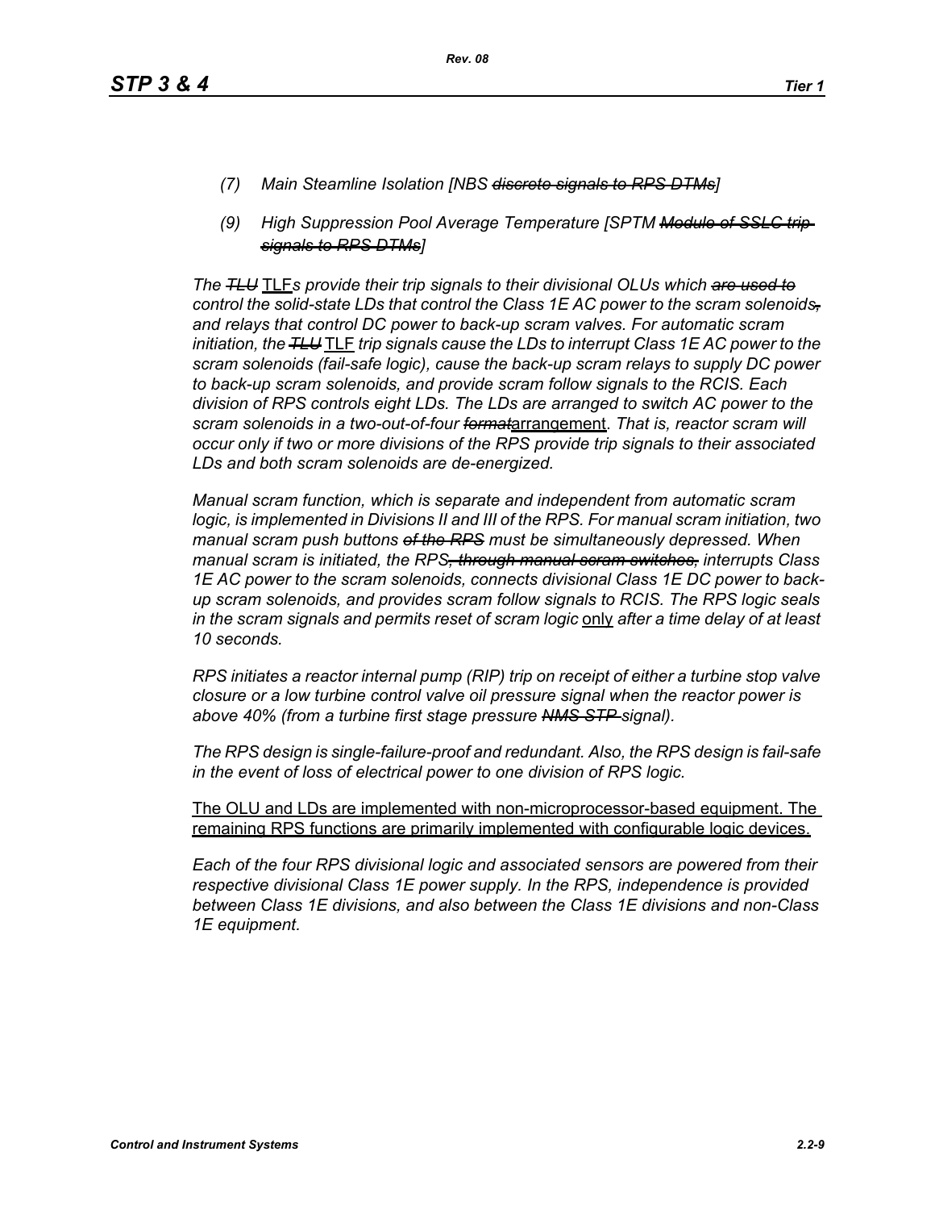(7) *Main Steamline Isolation [NBS ~~discrete signals to RPS DTMs~~]*

(9) *High Suppression Pool Average Temperature [SPTM ~~Module of SSLC trip signals to RPS DTMs~~]*

*The ~~TLU~~* <u>TLF</u>*s provide their trip signals to their divisional OLUs which ~~are used to~~ control the solid-state LDs that control the Class 1E AC power to the scram solenoids~~,~~ and relays that control DC power to back-up scram valves. For automatic scram initiation, the ~~TLU~~* <u>TLF</u> *trip signals cause the LDs to interrupt Class 1E AC power to the scram solenoids (fail-safe logic), cause the back-up scram relays to supply DC power to back-up scram solenoids, and provide scram follow signals to the RCIS. Each division of RPS controls eight LDs. The LDs are arranged to switch AC power to the scram solenoids in a two-out-of-four ~~format~~*<u>arrangement</u>*. That is, reactor scram will occur only if two or more divisions of the RPS provide trip signals to their associated LDs and both scram solenoids are de-energized.*

*Manual scram function, which is separate and independent from automatic scram logic, is implemented in Divisions II and III of the RPS. For manual scram initiation, two manual scram push buttons ~~of the RPS~~ must be simultaneously depressed. When manual scram is initiated, the RPS~~, through manual scram switches,~~ interrupts Class 1E AC power to the scram solenoids, connects divisional Class 1E DC power to back-up scram solenoids, and provides scram follow signals to RCIS. The RPS logic seals in the scram signals and permits reset of scram logic* <u>only</u> *after a time delay of at least 10 seconds.*

*RPS initiates a reactor internal pump (RIP) trip on receipt of either a turbine stop valve closure or a low turbine control valve oil pressure signal when the reactor power is above 40% (from a turbine first stage pressure ~~NMS-STP~~ signal).*

*The RPS design is single-failure-proof and redundant. Also, the RPS design is fail-safe in the event of loss of electrical power to one division of RPS logic.*

<u>The OLU and LDs are implemented with non-microprocessor-based equipment. The remaining RPS functions are primarily implemented with configurable logic devices.</u>

*Each of the four RPS divisional logic and associated sensors are powered from their respective divisional Class 1E power supply. In the RPS, independence is provided between Class 1E divisions, and also between the Class 1E divisions and non-Class 1E equipment.*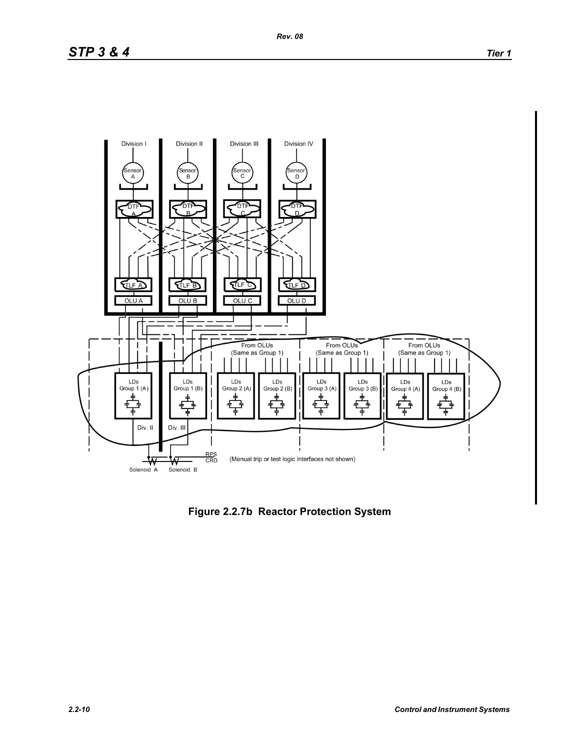Figure 2.2.7b  Reactor Protection System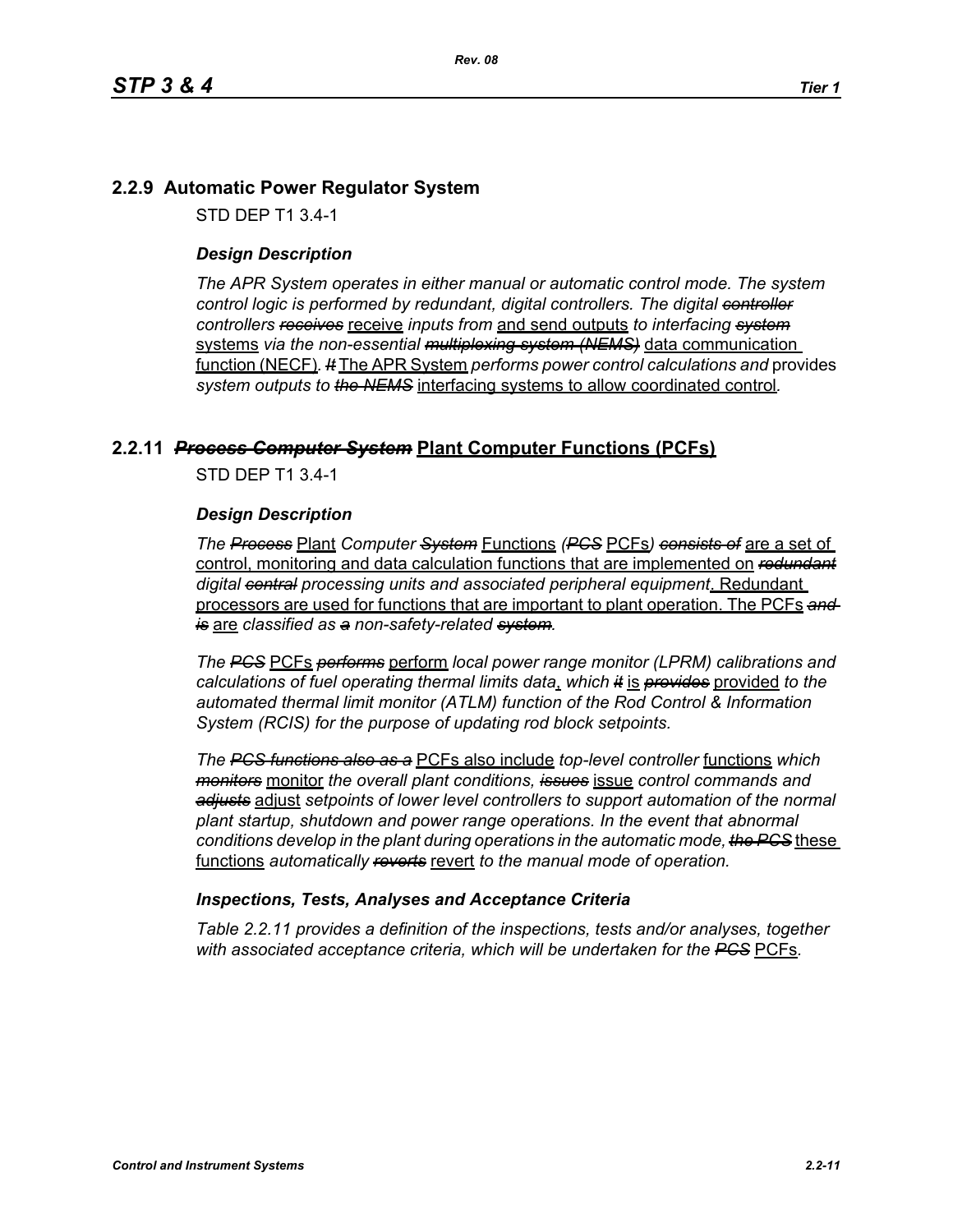## 2.2.9 Automatic Power Regulator System

STD DEP T1 3.4-1

### *Design Description*

*The APR System operates in either manual or automatic control mode. The system control logic is performed by redundant, digital controllers. The digital ~~controller~~ controllers ~~receives~~* receive *inputs from* and send outputs *to interfacing ~~system~~* systems *via the non-essential ~~multiplexing system (NEMS)~~* data communication function (NECF)*. ~~It~~* The APR System *performs power control calculations and* provides *system outputs to ~~the NEMS~~* interfacing systems to allow coordinated control*.*

## 2.2.11 ~~*Process Computer System*~~ Plant Computer Functions (PCFs)

STD DEP T1 3.4-1

### *Design Description*

*The ~~Process~~* Plant *Computer ~~System~~* Functions *(~~PCS~~* PCFs*) ~~consists of~~* are a set of control, monitoring and data calculation functions that are implemented on *~~redundant~~ digital ~~central~~ processing units and associated peripheral equipment*. Redundant processors are used for functions that are important to plant operation. The PCFs *~~and is~~* are *classified as ~~a~~ non-safety-related ~~system~~.*

*The ~~PCS~~* PCFs *~~performs~~* perform *local power range monitor (LPRM) calibrations and calculations of fuel operating thermal limits data*, *which ~~it~~* is *~~provides~~* provided *to the automated thermal limit monitor (ATLM) function of the Rod Control & Information System (RCIS) for the purpose of updating rod block setpoints.*

*The ~~PCS functions also as a~~* PCFs also include *top-level controller* functions *which ~~monitors~~* monitor *the overall plant conditions, ~~issues~~* issue *control commands and ~~adjusts~~* adjust *setpoints of lower level controllers to support automation of the normal plant startup, shutdown and power range operations. In the event that abnormal conditions develop in the plant during operations in the automatic mode, ~~the PCS~~* these functions *automatically ~~reverts~~* revert *to the manual mode of operation.*

### *Inspections, Tests, Analyses and Acceptance Criteria*

*Table 2.2.11 provides a definition of the inspections, tests and/or analyses, together with associated acceptance criteria, which will be undertaken for the ~~PCS~~* PCFs*.*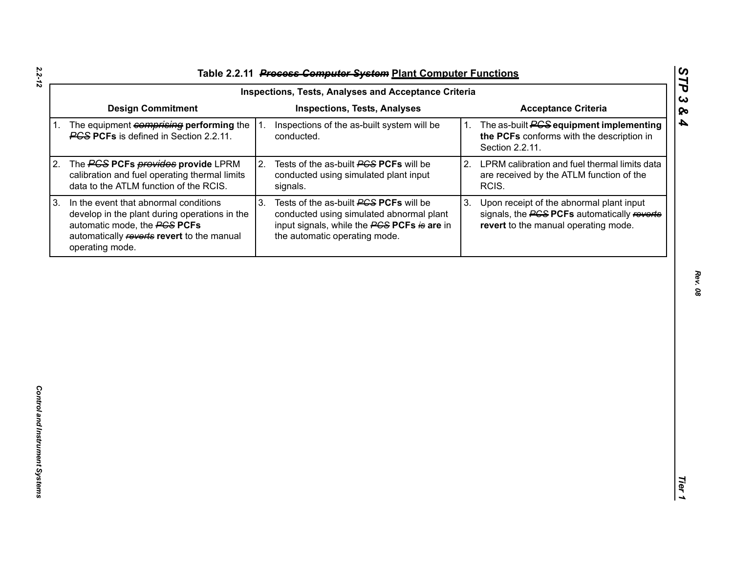Table 2.2.11 ~~*Process Computer System*~~ **Plant Computer Functions**

| Inspections, Tests, Analyses and Acceptance Criteria | | |
|---|---|---|
| **Design Commitment** | **Inspections, Tests, Analyses** | **Acceptance Criteria** |
| 1. The equipment ~~*comprising*~~ **performing** the ~~*PCS*~~ **PCFs** is defined in Section 2.2.11. | 1. Inspections of the as-built system will be conducted. | 1. The as-built ~~*PCS*~~ **equipment implementing the PCFs** conforms with the description in Section 2.2.11. |
| 2. The ~~*PCS*~~ **PCFs** ~~*provides*~~ **provide** LPRM calibration and fuel operating thermal limits data to the ATLM function of the RCIS. | 2. Tests of the as-built ~~*PCS*~~ **PCFs** will be conducted using simulated plant input signals. | 2. LPRM calibration and fuel thermal limits data are received by the ATLM function of the RCIS. |
| 3. In the event that abnormal conditions develop in the plant during operations in the automatic mode, the ~~*PCS*~~ **PCFs** automatically ~~*reverts*~~ **revert** to the manual operating mode. | 3. Tests of the as-built ~~*PCS*~~ **PCFs** will be conducted using simulated abnormal plant input signals, while the ~~*PCS*~~ **PCFs** ~~*is*~~ **are** in the automatic operating mode. | 3. Upon receipt of the abnormal plant input signals, the ~~*PCS*~~ **PCFs** automatically ~~*reverts*~~ **revert** to the manual operating mode. |